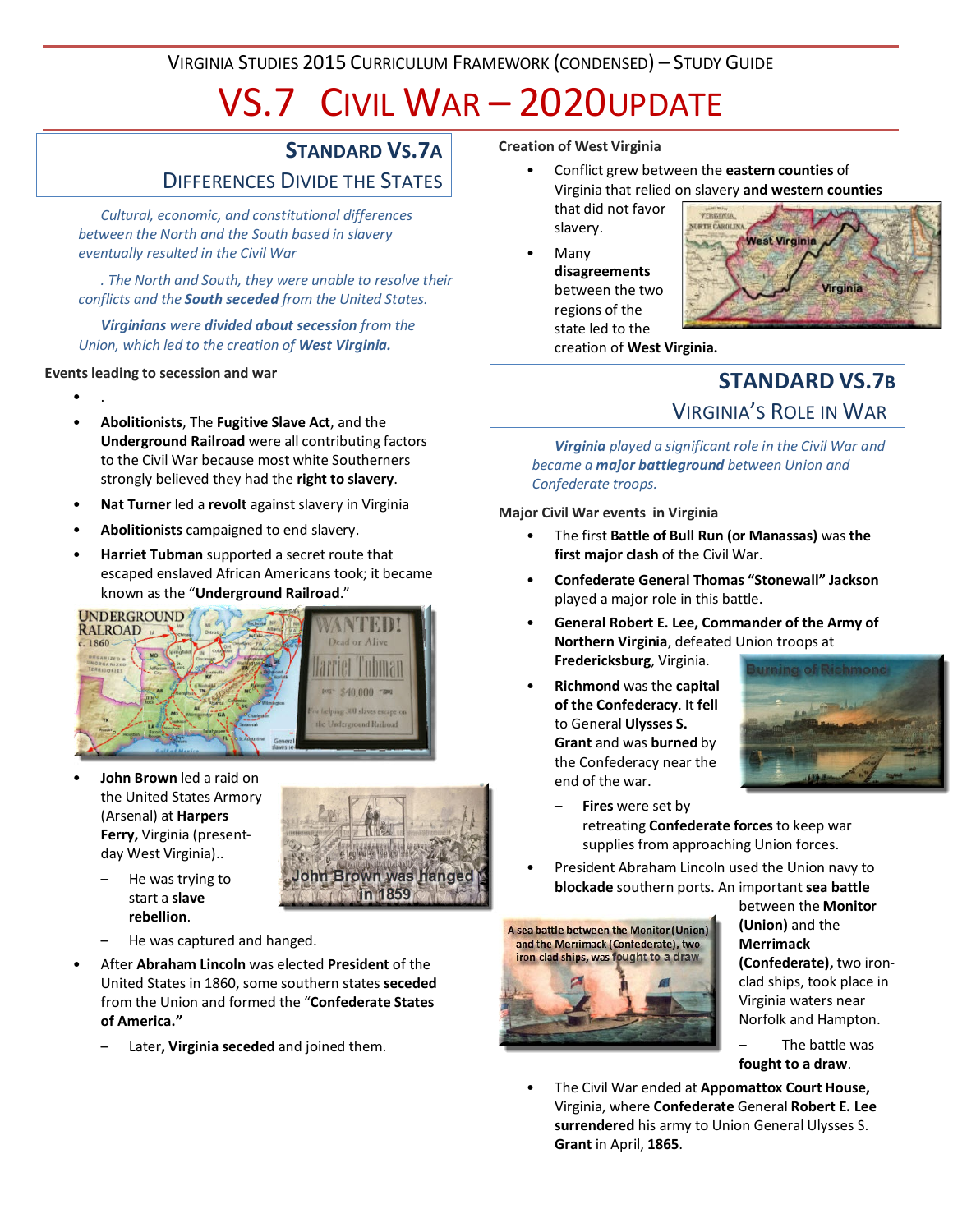Virginia Studies 2015 Curriculum Framework (Condensed) – Study Guide

# VS.7 Civil War – 2020Update

## Standard VS.7a
### Differences Divide the States

*Cultural, economic, and constitutional differences between the North and the South based in slavery eventually resulted in the Civil War*

*. The North and South, they were unable to resolve their conflicts and the **South seceded** from the United States.*

***Virginians** were **divided about secession** from the Union, which led to the creation of **West Virginia.***

**Events leading to secession and war**

- .
- **Abolitionists**, The **Fugitive Slave Act**, and the **Underground Railroad** were all contributing factors to the Civil War because most white Southerners strongly believed they had the **right to slavery**.
- **Nat Turner** led a **revolt** against slavery in Virginia
- **Abolitionists** campaigned to end slavery.
- **Harriet Tubman** supported a secret route that escaped enslaved African Americans took; it became known as the "**Underground Railroad**."
- **John Brown** led a raid on the United States Armory (Arsenal) at **Harpers Ferry,** Virginia (present-day West Virginia)..
  - He was trying to start a **slave rebellion**.
  - He was captured and hanged.

John Brown was hanged in 1859

- After **Abraham Lincoln** was elected **President** of the United States in 1860, some southern states **seceded** from the Union and formed the "**Confederate States of America.**"
  - Later**, Virginia seceded** and joined them.

**Creation of West Virginia**

- Conflict grew between the **eastern counties** of Virginia that relied on slavery **and western counties** that did not favor slavery.
- Many **disagreements** between the two regions of the state led to the creation of **West Virginia.**

## Standard VS.7b
### Virginia's Role in War

***Virginia** played a significant role in the Civil War and became a **major battleground** between Union and Confederate troops.*

**Major Civil War events in Virginia**

- The first **Battle of Bull Run (or Manassas)** was **the first major clash** of the Civil War.
- **Confederate General Thomas "Stonewall" Jackson** played a major role in this battle.
- **General Robert E. Lee, Commander of the Army of Northern Virginia**, defeated Union troops at **Fredericksburg**, Virginia.
- **Richmond** was the **capital of the Confederacy**. It **fell** to General **Ulysses S. Grant** and was **burned** by the Confederacy near the end of the war.
  - **Fires** were set by retreating **Confederate forces** to keep war supplies from approaching Union forces.

Burning of Richmond

- President Abraham Lincoln used the Union navy to **blockade** southern ports. An important **sea battle** between the **Monitor (Union)** and the **Merrimack (Confederate),** two iron-clad ships, took place in Virginia waters near Norfolk and Hampton.
  - The battle was **fought to a draw**.

A sea battle between the Monitor (Union) and the Merrimack (Confederate), two iron-clad ships, was fought to a draw

- The Civil War ended at **Appomattox Court House,** Virginia, where **Confederate** General **Robert E. Lee surrendered** his army to Union General Ulysses S. **Grant** in April, **1865**.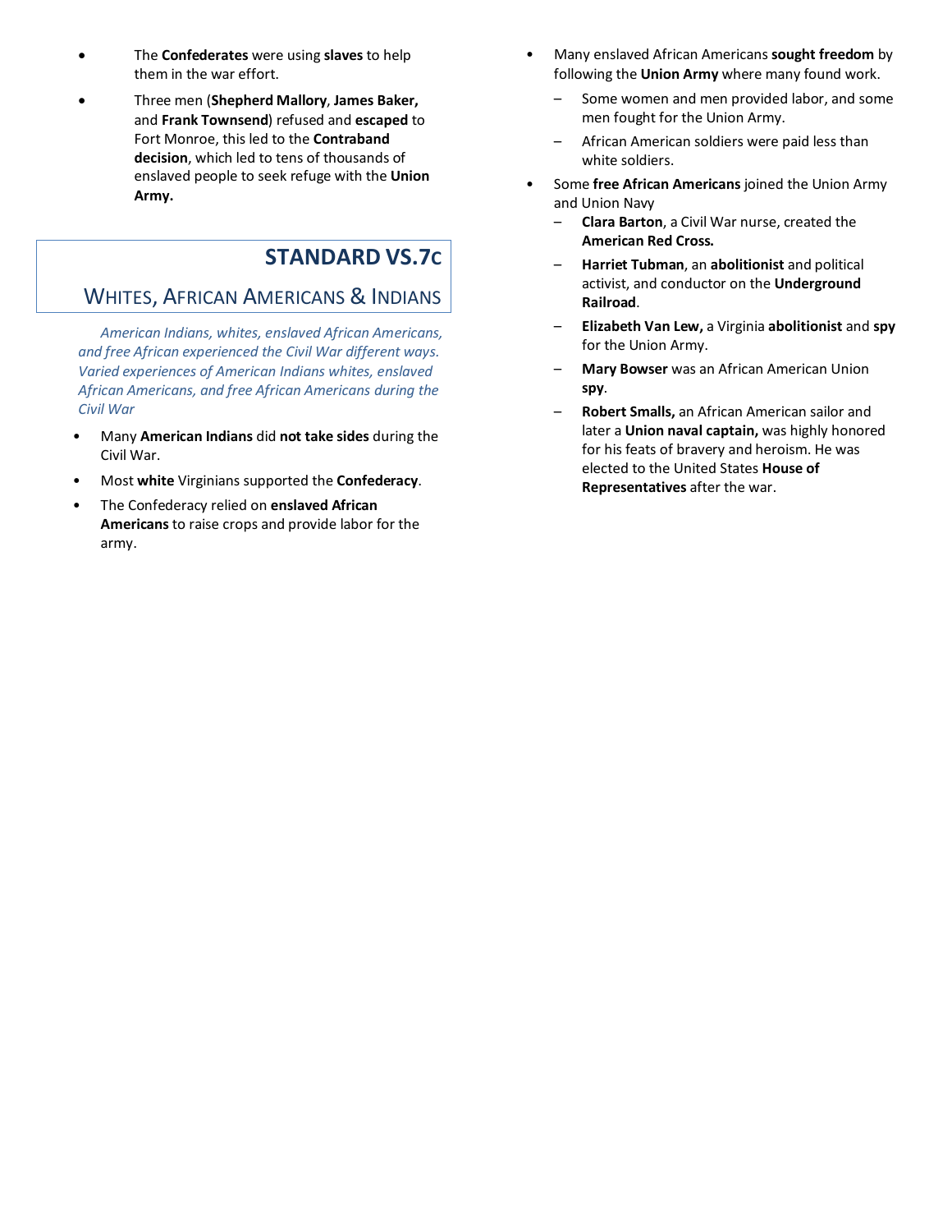- The **Confederates** were using **slaves** to help them in the war effort.
- Three men (**Shepherd Mallory**, **James Baker,** and **Frank Townsend**) refused and **escaped** to Fort Monroe, this led to the **Contraband decision**, which led to tens of thousands of enslaved people to seek refuge with the **Union Army.**

## STANDARD VS.7c

### Whites, African Americans & Indians

*American Indians, whites, enslaved African Americans, and free African experienced the Civil War different ways. Varied experiences of American Indians whites, enslaved African Americans, and free African Americans during the Civil War*

- Many **American Indians** did **not take sides** during the Civil War.
- Most **white** Virginians supported the **Confederacy**.
- The Confederacy relied on **enslaved African Americans** to raise crops and provide labor for the army.
- Many enslaved African Americans **sought freedom** by following the **Union Army** where many found work.
  - Some women and men provided labor, and some men fought for the Union Army.
  - African American soldiers were paid less than white soldiers.
- Some **free African Americans** joined the Union Army and Union Navy
  - **Clara Barton**, a Civil War nurse, created the **American Red Cross.**
  - **Harriet Tubman**, an **abolitionist** and political activist, and conductor on the **Underground Railroad**.
  - **Elizabeth Van Lew,** a Virginia **abolitionist** and **spy** for the Union Army.
  - **Mary Bowser** was an African American Union **spy**.
  - **Robert Smalls,** an African American sailor and later a **Union naval captain,** was highly honored for his feats of bravery and heroism. He was elected to the United States **House of Representatives** after the war.